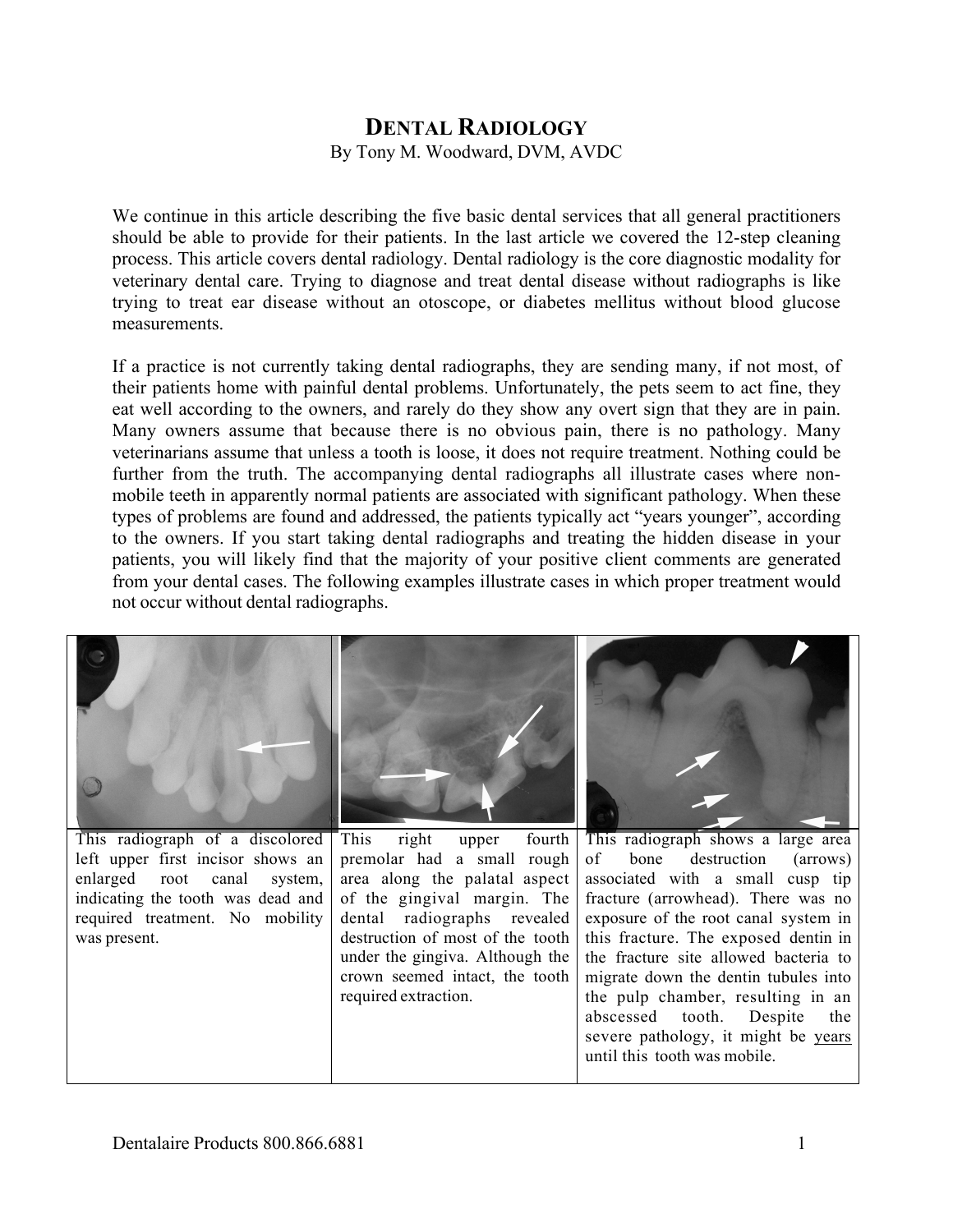# Dental Radiology

By Tony M. Woodward, DVM, AVDC

We continue in this article describing the five basic dental services that all general practitioners should be able to provide for their patients. In the last article we covered the 12-step cleaning process. This article covers dental radiology. Dental radiology is the core diagnostic modality for veterinary dental care. Trying to diagnose and treat dental disease without radiographs is like trying to treat ear disease without an otoscope, or diabetes mellitus without blood glucose measurements.

If a practice is not currently taking dental radiographs, they are sending many, if not most, of their patients home with painful dental problems. Unfortunately, the pets seem to act fine, they eat well according to the owners, and rarely do they show any overt sign that they are in pain. Many owners assume that because there is no obvious pain, there is no pathology. Many veterinarians assume that unless a tooth is loose, it does not require treatment. Nothing could be further from the truth. The accompanying dental radiographs all illustrate cases where non-mobile teeth in apparently normal patients are associated with significant pathology. When these types of problems are found and addressed, the patients typically act "years younger", according to the owners. If you start taking dental radiographs and treating the hidden disease in your patients, you will likely find that the majority of your positive client comments are generated from your dental cases. The following examples illustrate cases in which proper treatment would not occur without dental radiographs.

| | | |
|---|---|---|
| This radiograph of a discolored left upper first incisor shows an enlarged root canal system, indicating the tooth was dead and required treatment. No mobility was present. | This right upper fourth premolar had a small rough area along the palatal aspect of the gingival margin. The dental radiographs revealed destruction of most of the tooth under the gingiva. Although the crown seemed intact, the tooth required extraction. | This radiograph shows a large area of bone destruction (arrows) associated with a small cusp tip fracture (arrowhead). There was no exposure of the root canal system in this fracture. The exposed dentin in the fracture site allowed bacteria to migrate down the dentin tubules into the pulp chamber, resulting in an abscessed tooth. Despite the severe pathology, it might be <u>years</u> until this tooth was mobile. |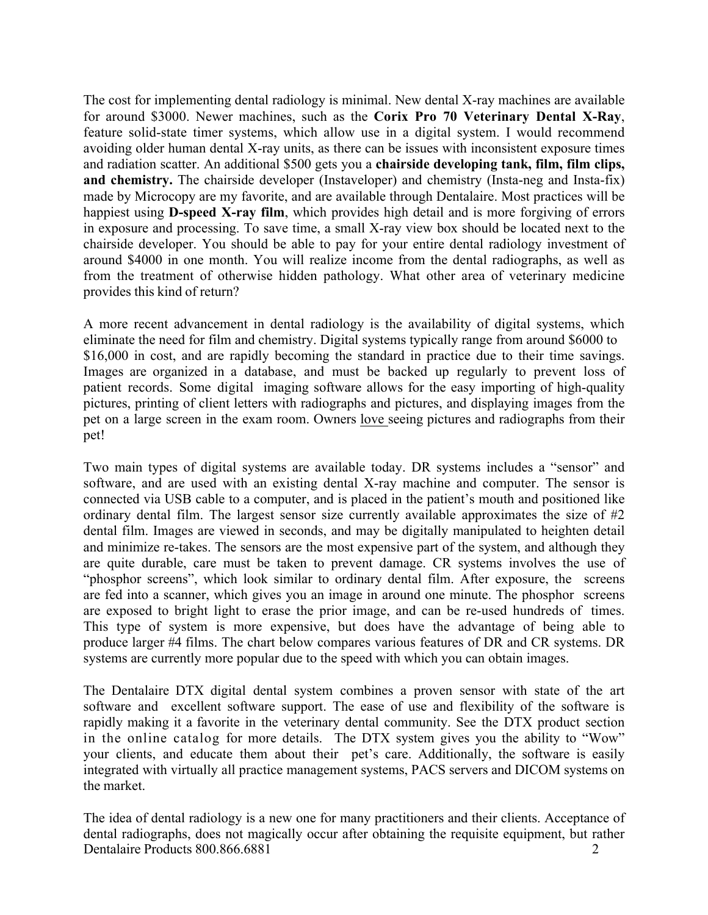The cost for implementing dental radiology is minimal. New dental X-ray machines are available for around $3000. Newer machines, such as the **Corix Pro 70 Veterinary Dental X-Ray**, feature solid-state timer systems, which allow use in a digital system. I would recommend avoiding older human dental X-ray units, as there can be issues with inconsistent exposure times and radiation scatter. An additional $500 gets you a **chairside developing tank, film, film clips, and chemistry.** The chairside developer (Instaveloper) and chemistry (Insta-neg and Insta-fix) made by Microcopy are my favorite, and are available through Dentalaire. Most practices will be happiest using **D-speed X-ray film**, which provides high detail and is more forgiving of errors in exposure and processing. To save time, a small X-ray view box should be located next to the chairside developer. You should be able to pay for your entire dental radiology investment of around $4000 in one month. You will realize income from the dental radiographs, as well as from the treatment of otherwise hidden pathology. What other area of veterinary medicine provides this kind of return?

A more recent advancement in dental radiology is the availability of digital systems, which eliminate the need for film and chemistry. Digital systems typically range from around $6000 to $16,000 in cost, and are rapidly becoming the standard in practice due to their time savings. Images are organized in a database, and must be backed up regularly to prevent loss of patient records. Some digital imaging software allows for the easy importing of high-quality pictures, printing of client letters with radiographs and pictures, and displaying images from the pet on a large screen in the exam room. Owners love seeing pictures and radiographs from their pet!

Two main types of digital systems are available today. DR systems includes a "sensor" and software, and are used with an existing dental X-ray machine and computer. The sensor is connected via USB cable to a computer, and is placed in the patient's mouth and positioned like ordinary dental film. The largest sensor size currently available approximates the size of #2 dental film. Images are viewed in seconds, and may be digitally manipulated to heighten detail and minimize re-takes. The sensors are the most expensive part of the system, and although they are quite durable, care must be taken to prevent damage. CR systems involves the use of "phosphor screens", which look similar to ordinary dental film. After exposure, the screens are fed into a scanner, which gives you an image in around one minute. The phosphor screens are exposed to bright light to erase the prior image, and can be re-used hundreds of times. This type of system is more expensive, but does have the advantage of being able to produce larger #4 films. The chart below compares various features of DR and CR systems. DR systems are currently more popular due to the speed with which you can obtain images.

The Dentalaire DTX digital dental system combines a proven sensor with state of the art software and excellent software support. The ease of use and flexibility of the software is rapidly making it a favorite in the veterinary dental community. See the DTX product section in the online catalog for more details. The DTX system gives you the ability to "Wow" your clients, and educate them about their pet's care. Additionally, the software is easily integrated with virtually all practice management systems, PACS servers and DICOM systems on the market.

The idea of dental radiology is a new one for many practitioners and their clients. Acceptance of dental radiographs, does not magically occur after obtaining the requisite equipment, but rather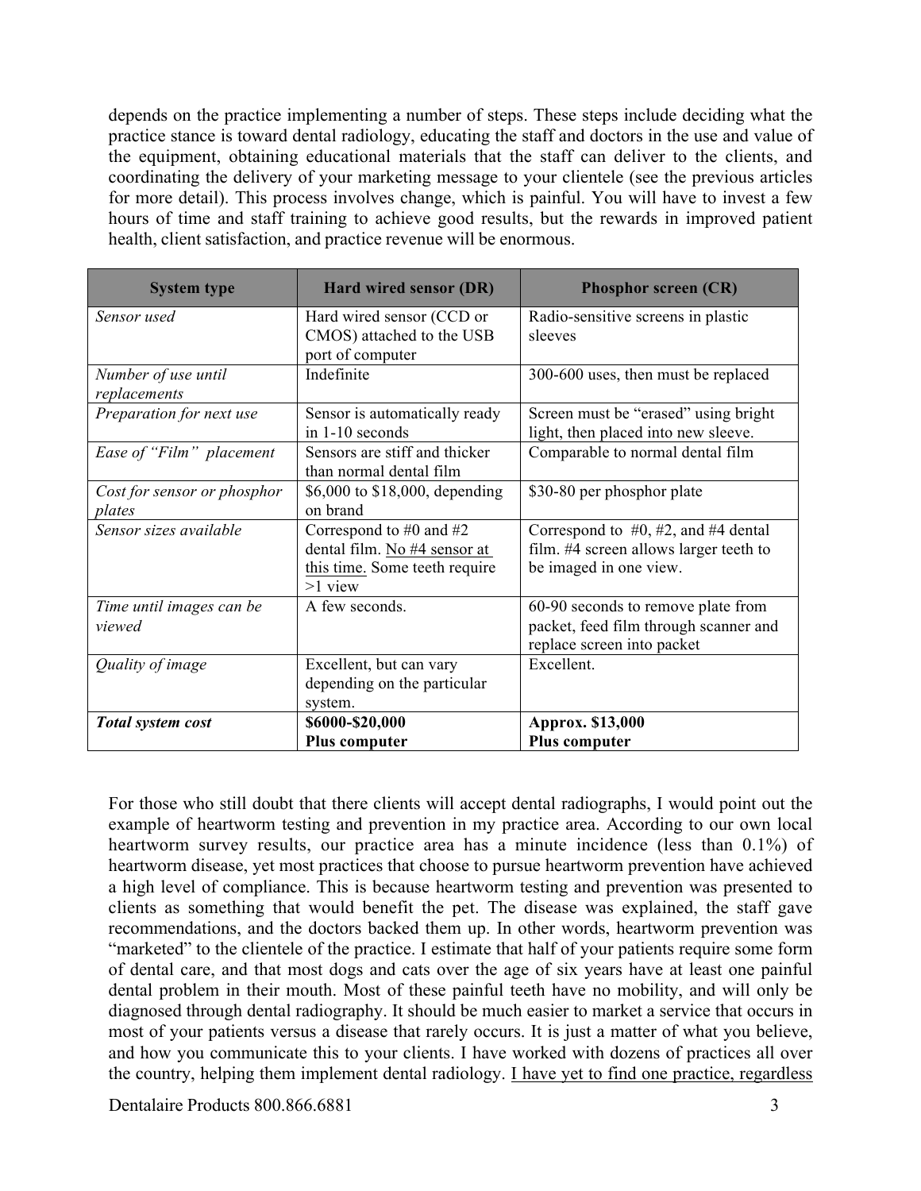depends on the practice implementing a number of steps. These steps include deciding what the practice stance is toward dental radiology, educating the staff and doctors in the use and value of the equipment, obtaining educational materials that the staff can deliver to the clients, and coordinating the delivery of your marketing message to your clientele (see the previous articles for more detail). This process involves change, which is painful. You will have to invest a few hours of time and staff training to achieve good results, but the rewards in improved patient health, client satisfaction, and practice revenue will be enormous.

| System type | Hard wired sensor (DR) | Phosphor screen (CR) |
|---|---|---|
| *Sensor used* | Hard wired sensor (CCD or CMOS) attached to the USB port of computer | Radio-sensitive screens in plastic sleeves |
| *Number of use until replacements* | Indefinite | 300-600 uses, then must be replaced |
| *Preparation for next use* | Sensor is automatically ready in 1-10 seconds | Screen must be "erased" using bright light, then placed into new sleeve. |
| *Ease of "Film" placement* | Sensors are stiff and thicker than normal dental film | Comparable to normal dental film |
| *Cost for sensor or phosphor plates* | $6,000 to $18,000, depending on brand | $30-80 per phosphor plate |
| *Sensor sizes available* | Correspond to #0 and #2 dental film. <u>No #4 sensor at this time.</u> Some teeth require >1 view | Correspond to #0, #2, and #4 dental film. #4 screen allows larger teeth to be imaged in one view. |
| *Time until images can be viewed* | A few seconds. | 60-90 seconds to remove plate from packet, feed film through scanner and replace screen into packet |
| *Quality of image* | Excellent, but can vary depending on the particular system. | Excellent. |
| ***Total system cost*** | **$6000-$20,000 Plus computer** | **Approx. $13,000 Plus computer** |

For those who still doubt that there clients will accept dental radiographs, I would point out the example of heartworm testing and prevention in my practice area. According to our own local heartworm survey results, our practice area has a minute incidence (less than 0.1%) of heartworm disease, yet most practices that choose to pursue heartworm prevention have achieved a high level of compliance. This is because heartworm testing and prevention was presented to clients as something that would benefit the pet. The disease was explained, the staff gave recommendations, and the doctors backed them up. In other words, heartworm prevention was "marketed" to the clientele of the practice. I estimate that half of your patients require some form of dental care, and that most dogs and cats over the age of six years have at least one painful dental problem in their mouth. Most of these painful teeth have no mobility, and will only be diagnosed through dental radiography. It should be much easier to market a service that occurs in most of your patients versus a disease that rarely occurs. It is just a matter of what you believe, and how you communicate this to your clients. I have worked with dozens of practices all over the country, helping them implement dental radiology. <u>I have yet to find one practice, regardless</u>

Dentalaire Products 800.866.6881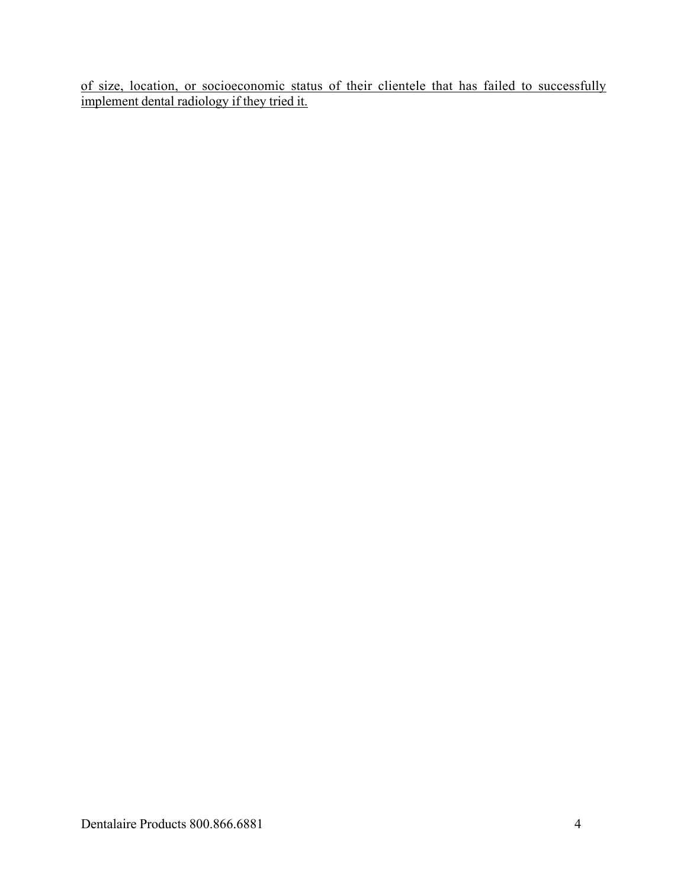<u>of size, location, or socioeconomic status of their clientele that has failed to successfully implement dental radiology if they tried it.</u>